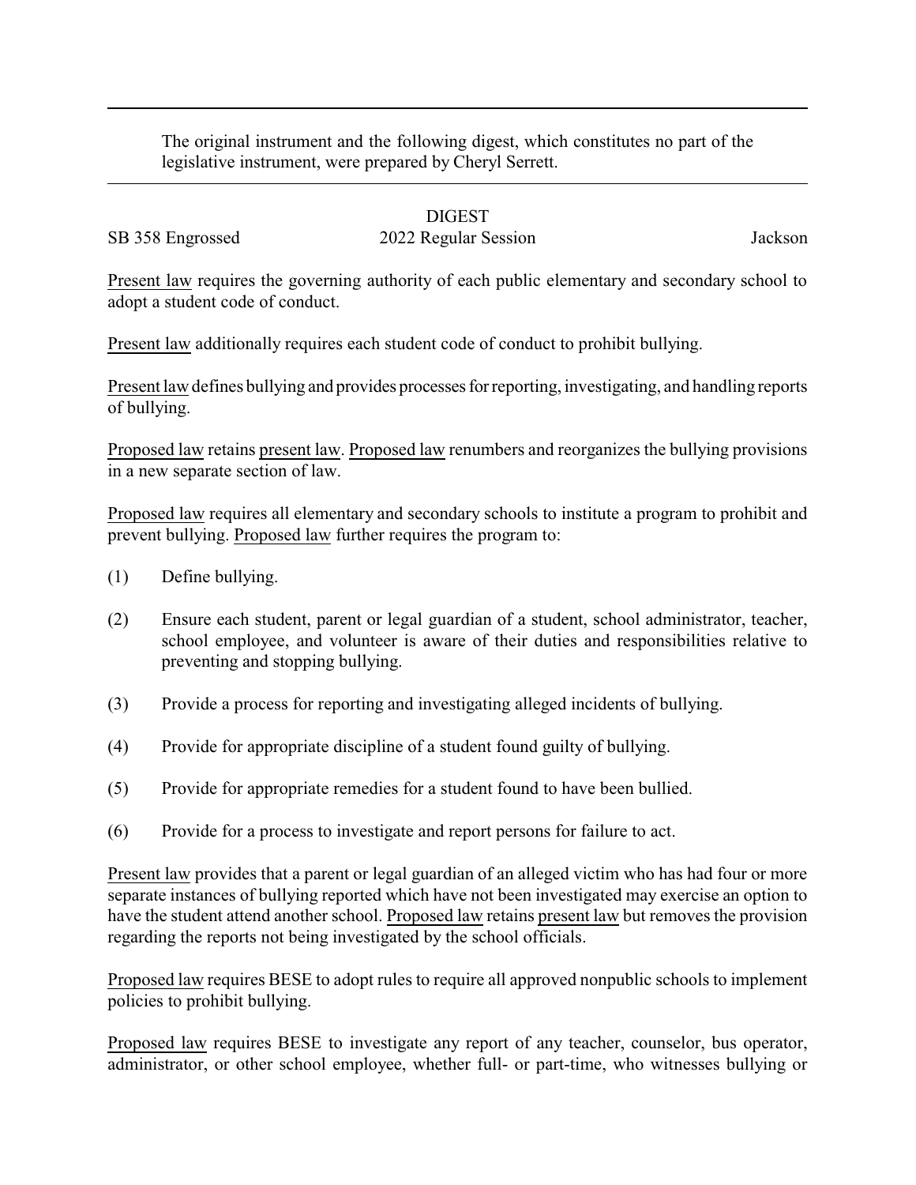The original instrument and the following digest, which constitutes no part of the legislative instrument, were prepared by Cheryl Serrett.

DIGEST

SB 358 Engrossed | 2022 Regular Session | Jackson

Present law requires the governing authority of each public elementary and secondary school to adopt a student code of conduct.

Present law additionally requires each student code of conduct to prohibit bullying.

Present law defines bullying and provides processes for reporting, investigating, and handling reports of bullying.

Proposed law retains present law. Proposed law renumbers and reorganizes the bullying provisions in a new separate section of law.

Proposed law requires all elementary and secondary schools to institute a program to prohibit and prevent bullying. Proposed law further requires the program to:

(1) Define bullying.

(2) Ensure each student, parent or legal guardian of a student, school administrator, teacher, school employee, and volunteer is aware of their duties and responsibilities relative to preventing and stopping bullying.

(3) Provide a process for reporting and investigating alleged incidents of bullying.

(4) Provide for appropriate discipline of a student found guilty of bullying.

(5) Provide for appropriate remedies for a student found to have been bullied.

(6) Provide for a process to investigate and report persons for failure to act.

Present law provides that a parent or legal guardian of an alleged victim who has had four or more separate instances of bullying reported which have not been investigated may exercise an option to have the student attend another school. Proposed law retains present law but removes the provision regarding the reports not being investigated by the school officials.

Proposed law requires BESE to adopt rules to require all approved nonpublic schools to implement policies to prohibit bullying.

Proposed law requires BESE to investigate any report of any teacher, counselor, bus operator, administrator, or other school employee, whether full- or part-time, who witnesses bullying or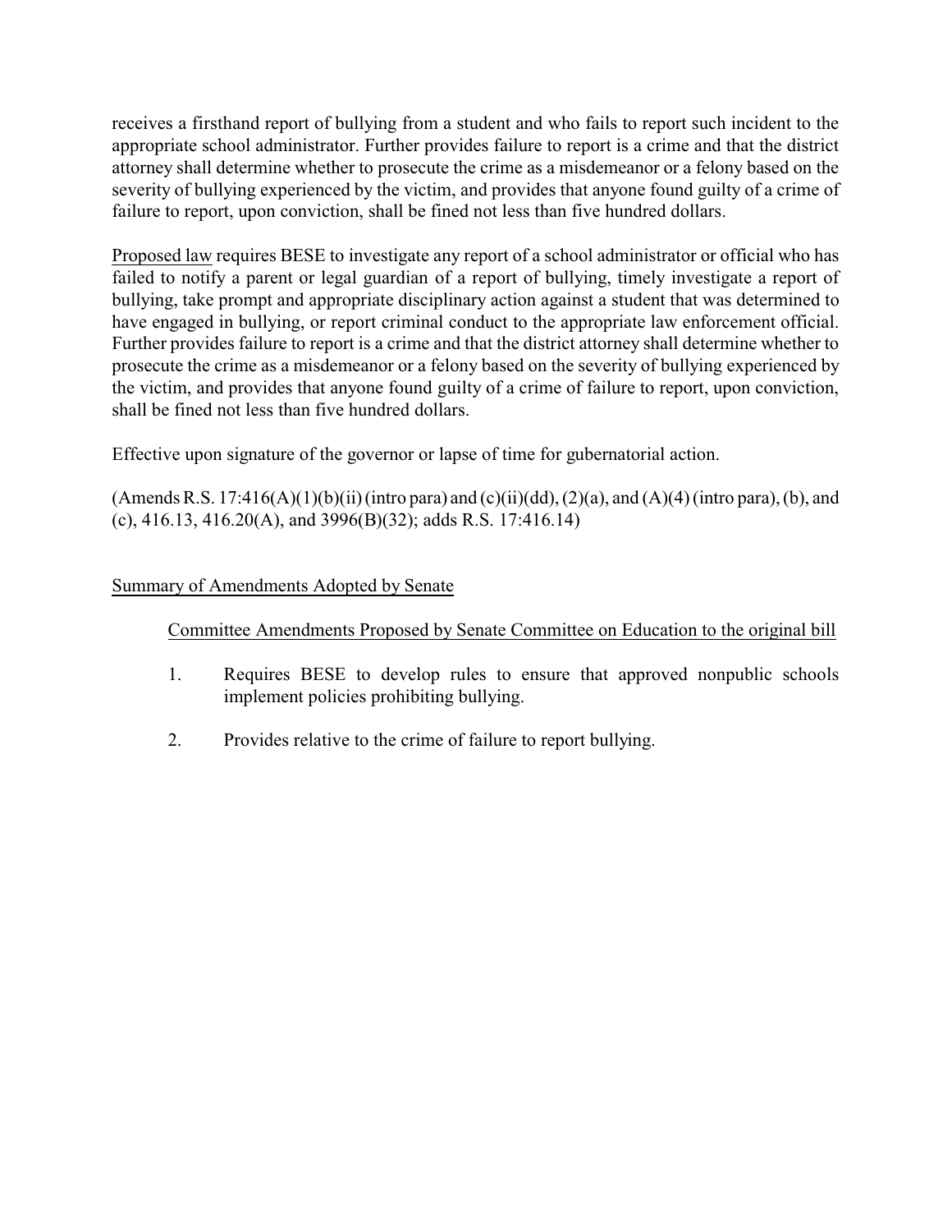receives a firsthand report of bullying from a student and who fails to report such incident to the appropriate school administrator. Further provides failure to report is a crime and that the district attorney shall determine whether to prosecute the crime as a misdemeanor or a felony based on the severity of bullying experienced by the victim, and provides that anyone found guilty of a crime of failure to report, upon conviction, shall be fined not less than five hundred dollars.

Proposed law requires BESE to investigate any report of a school administrator or official who has failed to notify a parent or legal guardian of a report of bullying, timely investigate a report of bullying, take prompt and appropriate disciplinary action against a student that was determined to have engaged in bullying, or report criminal conduct to the appropriate law enforcement official. Further provides failure to report is a crime and that the district attorney shall determine whether to prosecute the crime as a misdemeanor or a felony based on the severity of bullying experienced by the victim, and provides that anyone found guilty of a crime of failure to report, upon conviction, shall be fined not less than five hundred dollars.

Effective upon signature of the governor or lapse of time for gubernatorial action.

(Amends R.S. 17:416(A)(1)(b)(ii) (intro para) and (c)(ii)(dd), (2)(a), and (A)(4) (intro para), (b), and (c), 416.13, 416.20(A), and 3996(B)(32); adds R.S. 17:416.14)

Summary of Amendments Adopted by Senate

Committee Amendments Proposed by Senate Committee on Education to the original bill

1. Requires BESE to develop rules to ensure that approved nonpublic schools implement policies prohibiting bullying.

2. Provides relative to the crime of failure to report bullying.